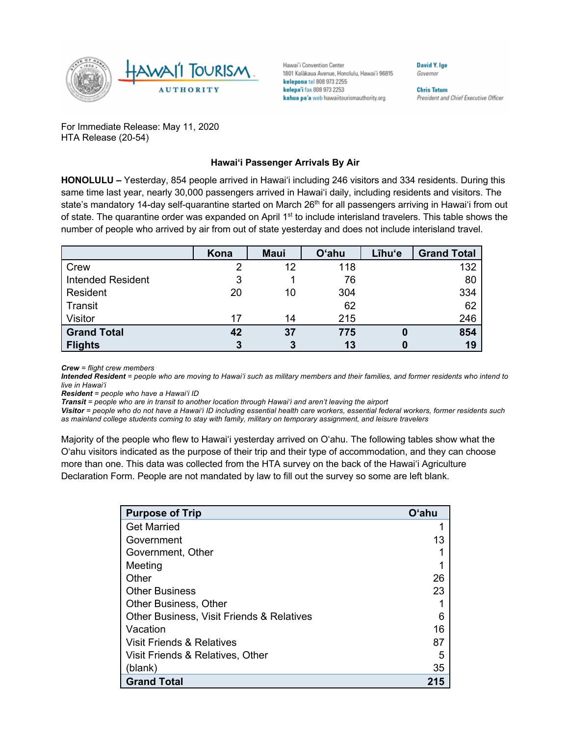Hawai'i Convention Center
1801 Kalākaua Avenue, Honolulu, Hawai'i 96815
**kelepona** tel 808 973 2255
**kelepa'i** fax 808 973 2253
**kahua pa'a** web hawaiitourismauthority.org

**David Y. Ige**
*Governor*

**Chris Tatum**
*President and Chief Executive Officer*

For Immediate Release: May 11, 2020
HTA Release (20-54)

## Hawai'i Passenger Arrivals By Air

**HONOLULU –** Yesterday, 854 people arrived in Hawai'i including 246 visitors and 334 residents. During this same time last year, nearly 30,000 passengers arrived in Hawai'i daily, including residents and visitors. The state's mandatory 14-day self-quarantine started on March 26th for all passengers arriving in Hawai'i from out of state. The quarantine order was expanded on April 1st to include interisland travelers. This table shows the number of people who arrived by air from out of state yesterday and does not include interisland travel.

| | Kona | Maui | O'ahu | Līhu'e | Grand Total |
|---|---|---|---|---|---|
| Crew | 2 | 12 | 118 | | 132 |
| Intended Resident | 3 | 1 | 76 | | 80 |
| Resident | 20 | 10 | 304 | | 334 |
| Transit | | | 62 | | 62 |
| Visitor | 17 | 14 | 215 | | 246 |
| **Grand Total** | **42** | **37** | **775** | **0** | **854** |
| **Flights** | **3** | **3** | **13** | **0** | **19** |

***Crew*** *= flight crew members*
***Intended Resident*** *= people who are moving to Hawai'i such as military members and their families, and former residents who intend to live in Hawai'i*
***Resident*** *= people who have a Hawai'i ID*
***Transit*** *= people who are in transit to another location through Hawai'i and aren't leaving the airport*
***Visitor*** *= people who do not have a Hawai'i ID including essential health care workers, essential federal workers, former residents such as mainland college students coming to stay with family, military on temporary assignment, and leisure travelers*

Majority of the people who flew to Hawai'i yesterday arrived on O'ahu. The following tables show what the O'ahu visitors indicated as the purpose of their trip and their type of accommodation, and they can choose more than one. This data was collected from the HTA survey on the back of the Hawai'i Agriculture Declaration Form. People are not mandated by law to fill out the survey so some are left blank.

| Purpose of Trip | O'ahu |
|---|---|
| Get Married | 1 |
| Government | 13 |
| Government, Other | 1 |
| Meeting | 1 |
| Other | 26 |
| Other Business | 23 |
| Other Business, Other | 1 |
| Other Business, Visit Friends & Relatives | 6 |
| Vacation | 16 |
| Visit Friends & Relatives | 87 |
| Visit Friends & Relatives, Other | 5 |
| (blank) | 35 |
| **Grand Total** | **215** |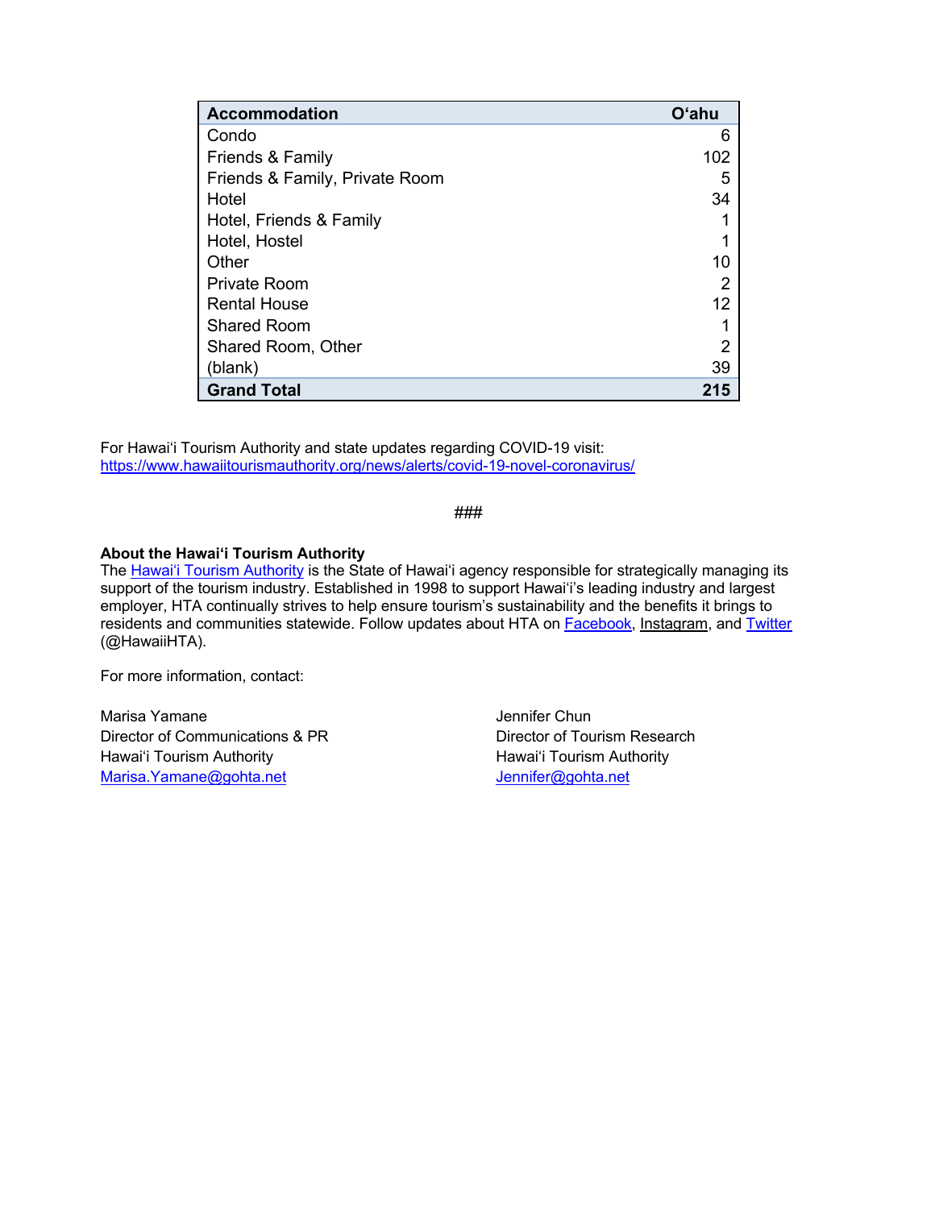| Accommodation | O‘ahu |
| --- | --- |
| Condo | 6 |
| Friends & Family | 102 |
| Friends & Family, Private Room | 5 |
| Hotel | 34 |
| Hotel, Friends & Family | 1 |
| Hotel, Hostel | 1 |
| Other | 10 |
| Private Room | 2 |
| Rental House | 12 |
| Shared Room | 1 |
| Shared Room, Other | 2 |
| (blank) | 39 |
| **Grand Total** | **215** |

For Hawai‘i Tourism Authority and state updates regarding COVID-19 visit: https://www.hawaiitourismauthority.org/news/alerts/covid-19-novel-coronavirus/

###

**About the Hawai‘i Tourism Authority**
The Hawai‘i Tourism Authority is the State of Hawai‘i agency responsible for strategically managing its support of the tourism industry. Established in 1998 to support Hawai‘i's leading industry and largest employer, HTA continually strives to help ensure tourism's sustainability and the benefits it brings to residents and communities statewide. Follow updates about HTA on Facebook, Instagram, and Twitter (@HawaiiHTA).

For more information, contact:

Marisa Yamane
Director of Communications & PR
Hawai‘i Tourism Authority
Marisa.Yamane@gohta.net

Jennifer Chun
Director of Tourism Research
Hawai‘i Tourism Authority
Jennifer@gohta.net